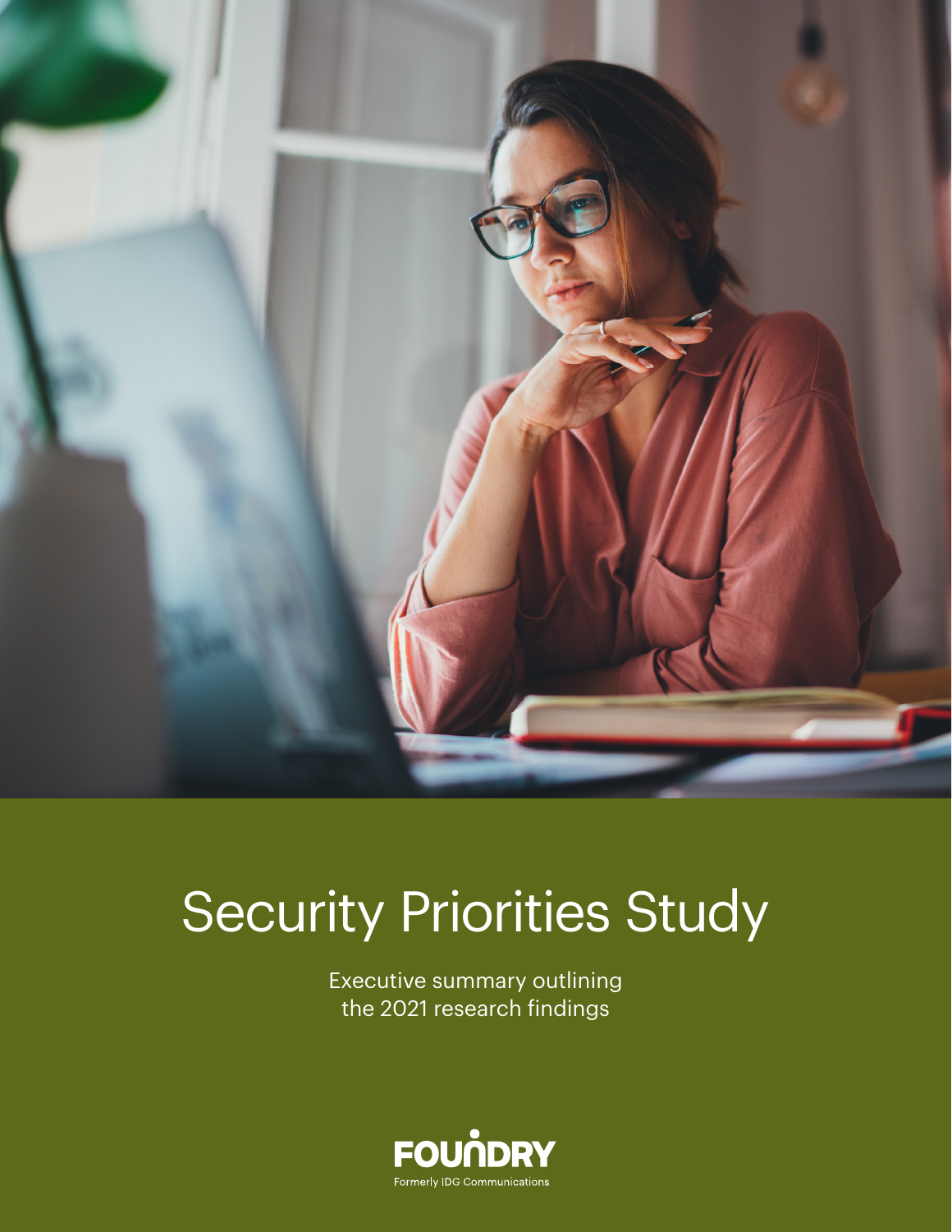# Security Priorities Study

Executive summary outlining the 2021 research findings

FOUNDRY

Formerly IDG Communications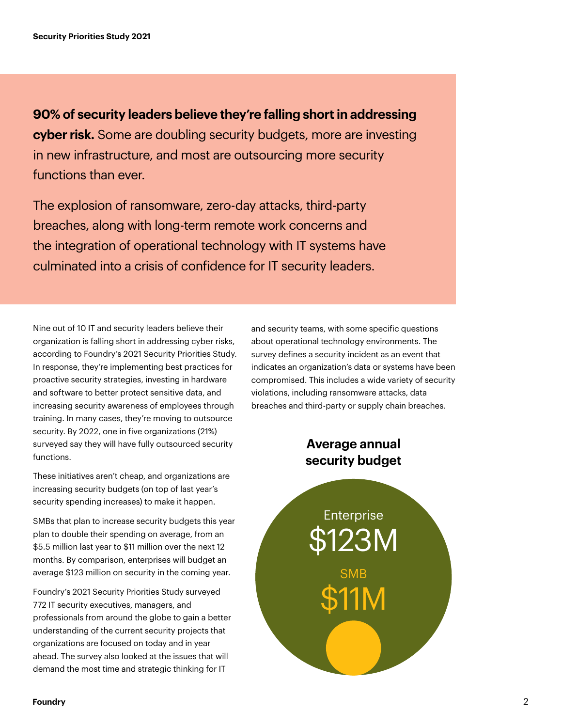**90% of security leaders believe they're falling short in addressing cyber risk.** Some are doubling security budgets, more are investing in new infrastructure, and most are outsourcing more security functions than ever.

The explosion of ransomware, zero-day attacks, third-party breaches, along with long-term remote work concerns and the integration of operational technology with IT systems have culminated into a crisis of confidence for IT security leaders.

Nine out of 10 IT and security leaders believe their organization is falling short in addressing cyber risks, according to Foundry's 2021 Security Priorities Study. In response, they're implementing best practices for proactive security strategies, investing in hardware and software to better protect sensitive data, and increasing security awareness of employees through training. In many cases, they're moving to outsource security. By 2022, one in five organizations (21%) surveyed say they will have fully outsourced security functions.

These initiatives aren't cheap, and organizations are increasing security budgets (on top of last year's security spending increases) to make it happen.

SMBs that plan to increase security budgets this year plan to double their spending on average, from an $5.5 million last year to $11 million over the next 12 months. By comparison, enterprises will budget an average $123 million on security in the coming year.

Foundry's 2021 Security Priorities Study surveyed 772 IT security executives, managers, and professionals from around the globe to gain a better understanding of the current security projects that organizations are focused on today and in year ahead. The survey also looked at the issues that will demand the most time and strategic thinking for IT and security teams, with some specific questions about operational technology environments. The survey defines a security incident as an event that indicates an organization's data or systems have been compromised. This includes a wide variety of security violations, including ransomware attacks, data breaches and third-party or supply chain breaches.

**Average annual security budget**

Enterprise
$123M

SMB
$11M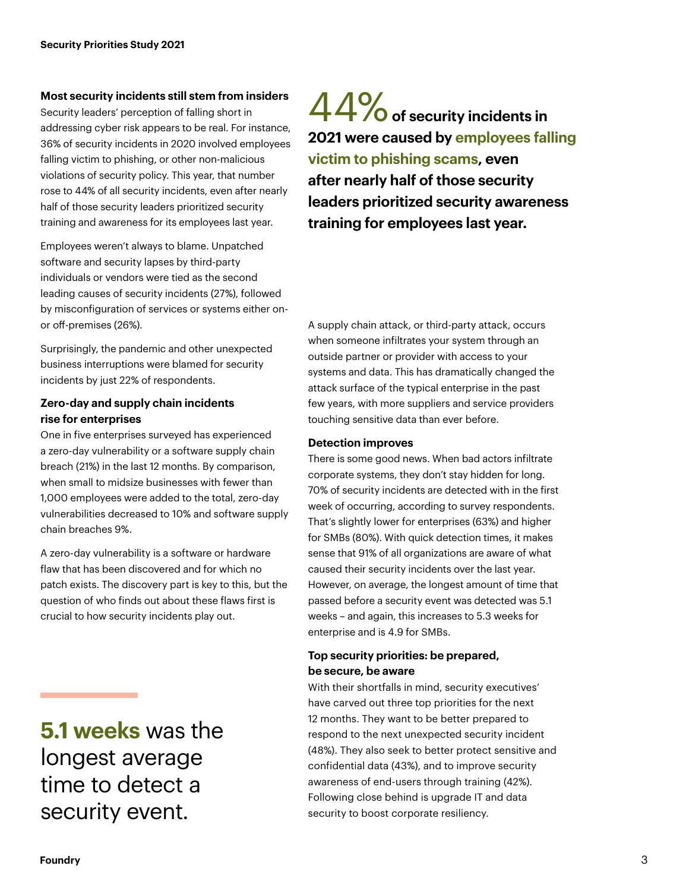### Most security incidents still stem from insiders

Security leaders' perception of falling short in addressing cyber risk appears to be real. For instance, 36% of security incidents in 2020 involved employees falling victim to phishing, or other non-malicious violations of security policy. This year, that number rose to 44% of all security incidents, even after nearly half of those security leaders prioritized security training and awareness for its employees last year.

Employees weren't always to blame. Unpatched software and security lapses by third-party individuals or vendors were tied as the second leading causes of security incidents (27%), followed by misconfiguration of services or systems either on- or off-premises (26%).

Surprisingly, the pandemic and other unexpected business interruptions were blamed for security incidents by just 22% of respondents.

### Zero-day and supply chain incidents rise for enterprises

One in five enterprises surveyed has experienced a zero-day vulnerability or a software supply chain breach (21%) in the last 12 months. By comparison, when small to midsize businesses with fewer than 1,000 employees were added to the total, zero-day vulnerabilities decreased to 10% and software supply chain breaches 9%.

A zero-day vulnerability is a software or hardware flaw that has been discovered and for which no patch exists. The discovery part is key to this, but the question of who finds out about these flaws first is crucial to how security incidents play out.

**5.1 weeks** was the longest average time to detect a security event.

**44% of security incidents in 2021 were caused by employees falling victim to phishing scams, even after nearly half of those security leaders prioritized security awareness training for employees last year.**

A supply chain attack, or third-party attack, occurs when someone infiltrates your system through an outside partner or provider with access to your systems and data. This has dramatically changed the attack surface of the typical enterprise in the past few years, with more suppliers and service providers touching sensitive data than ever before.

### Detection improves

There is some good news. When bad actors infiltrate corporate systems, they don't stay hidden for long. 70% of security incidents are detected with in the first week of occurring, according to survey respondents. That's slightly lower for enterprises (63%) and higher for SMBs (80%). With quick detection times, it makes sense that 91% of all organizations are aware of what caused their security incidents over the last year. However, on average, the longest amount of time that passed before a security event was detected was 5.1 weeks – and again, this increases to 5.3 weeks for enterprise and is 4.9 for SMBs.

### Top security priorities: be prepared, be secure, be aware

With their shortfalls in mind, security executives' have carved out three top priorities for the next 12 months. They want to be better prepared to respond to the next unexpected security incident (48%). They also seek to better protect sensitive and confidential data (43%), and to improve security awareness of end-users through training (42%). Following close behind is upgrade IT and data security to boost corporate resiliency.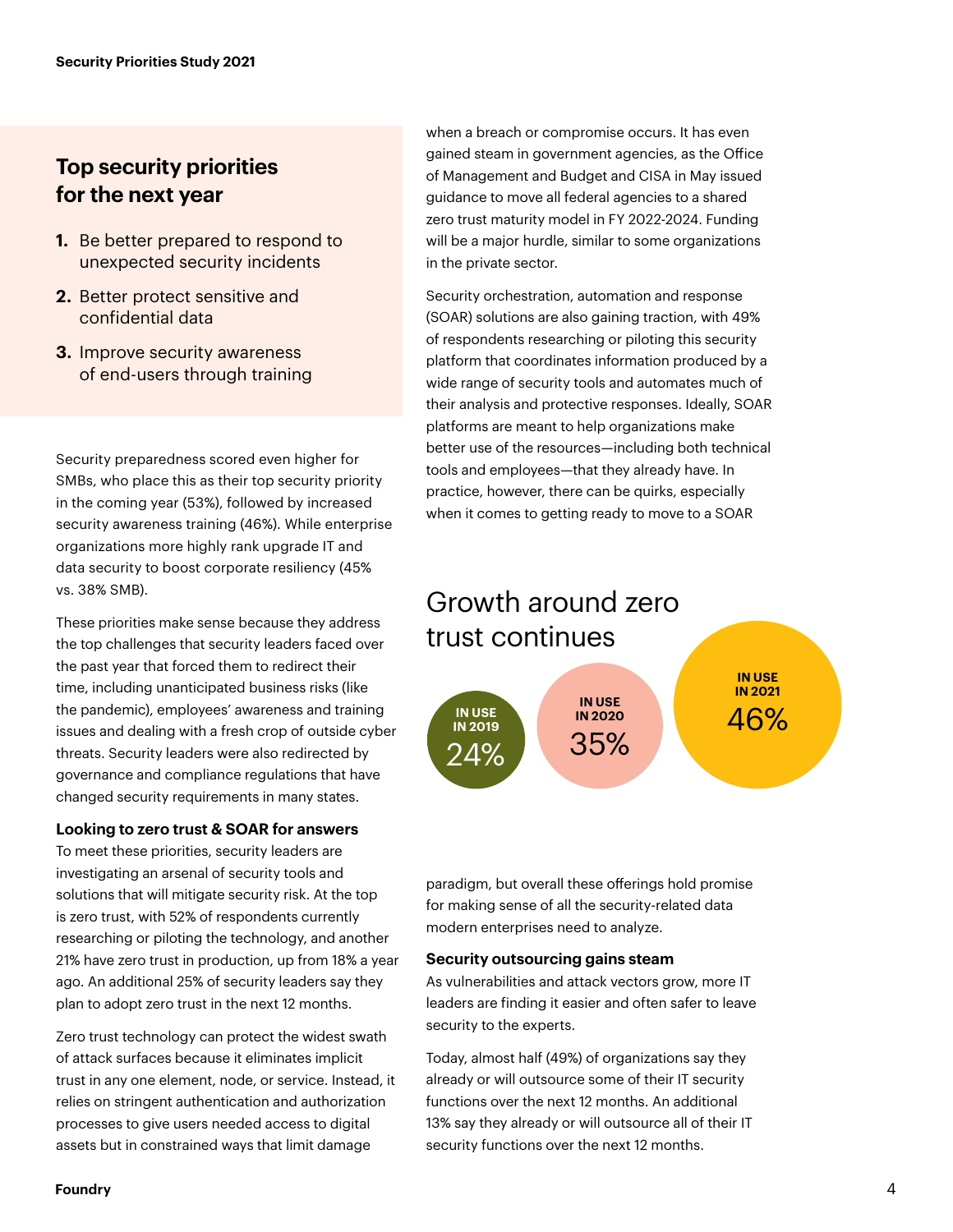## Top security priorities for the next year

1. Be better prepared to respond to unexpected security incidents
2. Better protect sensitive and confidential data
3. Improve security awareness of end-users through training

Security preparedness scored even higher for SMBs, who place this as their top security priority in the coming year (53%), followed by increased security awareness training (46%). While enterprise organizations more highly rank upgrade IT and data security to boost corporate resiliency (45% vs. 38% SMB).

These priorities make sense because they address the top challenges that security leaders faced over the past year that forced them to redirect their time, including unanticipated business risks (like the pandemic), employees' awareness and training issues and dealing with a fresh crop of outside cyber threats. Security leaders were also redirected by governance and compliance regulations that have changed security requirements in many states.

**Looking to zero trust & SOAR for answers**

To meet these priorities, security leaders are investigating an arsenal of security tools and solutions that will mitigate security risk. At the top is zero trust, with 52% of respondents currently researching or piloting the technology, and another 21% have zero trust in production, up from 18% a year ago. An additional 25% of security leaders say they plan to adopt zero trust in the next 12 months.

Zero trust technology can protect the widest swath of attack surfaces because it eliminates implicit trust in any one element, node, or service. Instead, it relies on stringent authentication and authorization processes to give users needed access to digital assets but in constrained ways that limit damage when a breach or compromise occurs. It has even gained steam in government agencies, as the Office of Management and Budget and CISA in May issued guidance to move all federal agencies to a shared zero trust maturity model in FY 2022-2024. Funding will be a major hurdle, similar to some organizations in the private sector.

Security orchestration, automation and response (SOAR) solutions are also gaining traction, with 49% of respondents researching or piloting this security platform that coordinates information produced by a wide range of security tools and automates much of their analysis and protective responses. Ideally, SOAR platforms are meant to help organizations make better use of the resources—including both technical tools and employees—that they already have. In practice, however, there can be quirks, especially when it comes to getting ready to move to a SOAR paradigm, but overall these offerings hold promise for making sense of all the security-related data modern enterprises need to analyze.

## Growth around zero trust continues

| IN USE IN 2019 | IN USE IN 2020 | IN USE IN 2021 |
|---|---|---|
| 24% | 35% | 46% |

**Security outsourcing gains steam**

As vulnerabilities and attack vectors grow, more IT leaders are finding it easier and often safer to leave security to the experts.

Today, almost half (49%) of organizations say they already or will outsource some of their IT security functions over the next 12 months. An additional 13% say they already or will outsource all of their IT security functions over the next 12 months.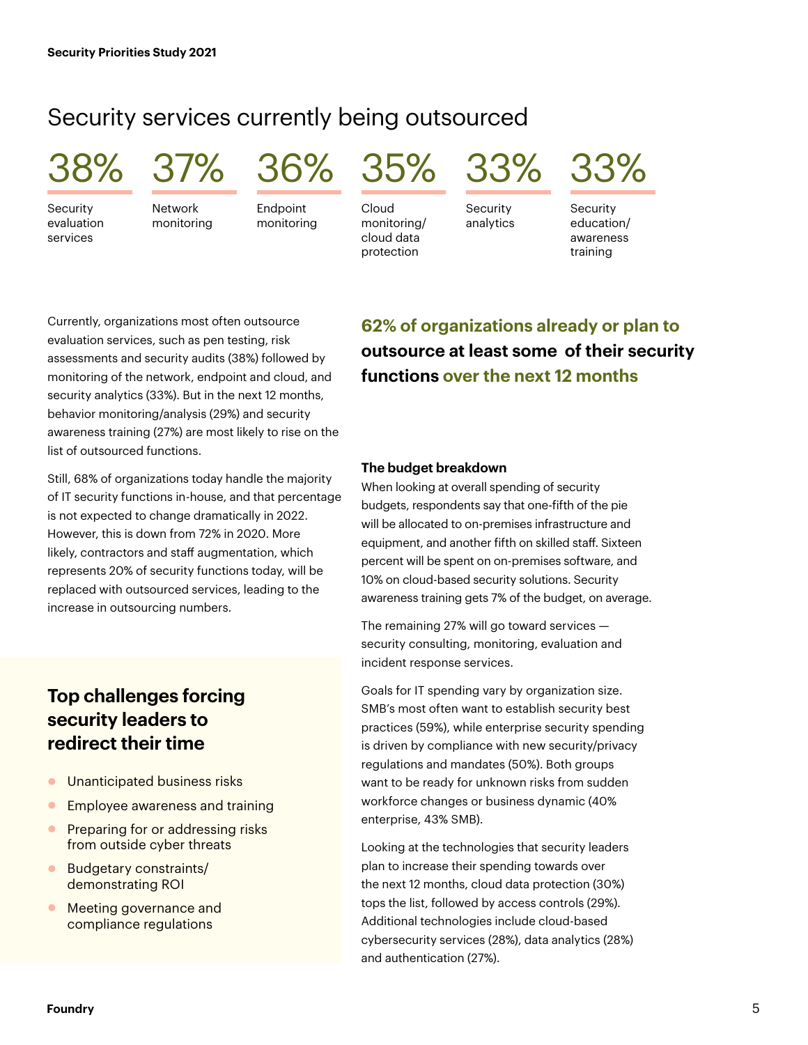## Security services currently being outsourced

- **38%** Security evaluation services
- **37%** Network monitoring
- **36%** Endpoint monitoring
- **35%** Cloud monitoring/ cloud data protection
- **33%** Security analytics
- **33%** Security education/ awareness training

Currently, organizations most often outsource evaluation services, such as pen testing, risk assessments and security audits (38%) followed by monitoring of the network, endpoint and cloud, and security analytics (33%). But in the next 12 months, behavior monitoring/analysis (29%) and security awareness training (27%) are most likely to rise on the list of outsourced functions.

Still, 68% of organizations today handle the majority of IT security functions in-house, and that percentage is not expected to change dramatically in 2022. However, this is down from 72% in 2020. More likely, contractors and staff augmentation, which represents 20% of security functions today, will be replaced with outsourced services, leading to the increase in outsourcing numbers.

### Top challenges forcing security leaders to redirect their time

- Unanticipated business risks
- Employee awareness and training
- Preparing for or addressing risks from outside cyber threats
- Budgetary constraints/ demonstrating ROI
- Meeting governance and compliance regulations

**62% of organizations already or plan to outsource at least some of their security functions over the next 12 months**

**The budget breakdown**

When looking at overall spending of security budgets, respondents say that one-fifth of the pie will be allocated to on-premises infrastructure and equipment, and another fifth on skilled staff. Sixteen percent will be spent on on-premises software, and 10% on cloud-based security solutions. Security awareness training gets 7% of the budget, on average.

The remaining 27% will go toward services — security consulting, monitoring, evaluation and incident response services.

Goals for IT spending vary by organization size. SMB's most often want to establish security best practices (59%), while enterprise security spending is driven by compliance with new security/privacy regulations and mandates (50%). Both groups want to be ready for unknown risks from sudden workforce changes or business dynamic (40% enterprise, 43% SMB).

Looking at the technologies that security leaders plan to increase their spending towards over the next 12 months, cloud data protection (30%) tops the list, followed by access controls (29%). Additional technologies include cloud-based cybersecurity services (28%), data analytics (28%) and authentication (27%).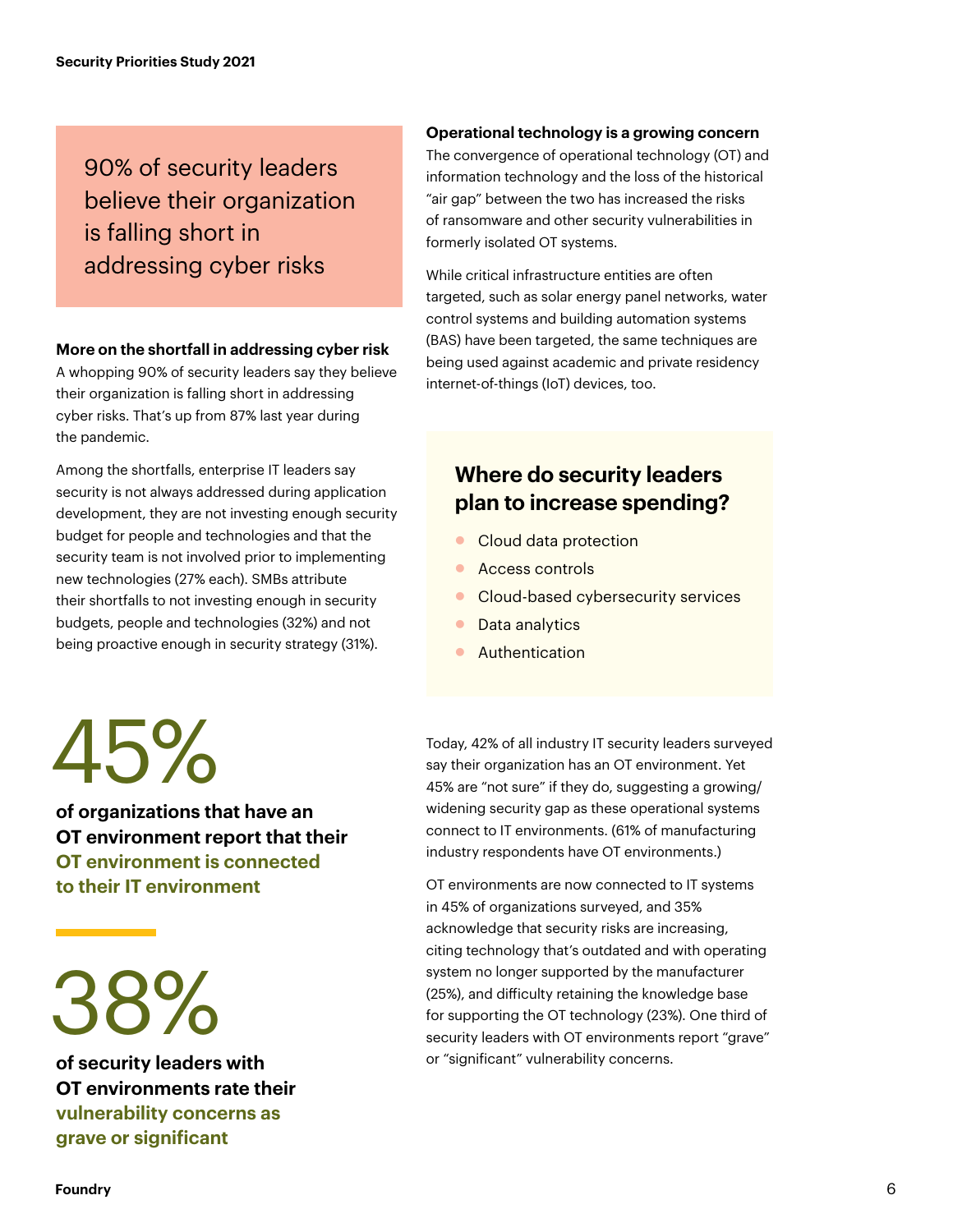90% of security leaders believe their organization is falling short in addressing cyber risks

### More on the shortfall in addressing cyber risk

A whopping 90% of security leaders say they believe their organization is falling short in addressing cyber risks. That's up from 87% last year during the pandemic.

Among the shortfalls, enterprise IT leaders say security is not always addressed during application development, they are not investing enough security budget for people and technologies and that the security team is not involved prior to implementing new technologies (27% each). SMBs attribute their shortfalls to not investing enough in security budgets, people and technologies (32%) and not being proactive enough in security strategy (31%).

**45%**

**of organizations that have an OT environment report that their OT environment is connected to their IT environment**

**38%**

**of security leaders with OT environments rate their vulnerability concerns as grave or significant**

### Operational technology is a growing concern

The convergence of operational technology (OT) and information technology and the loss of the historical "air gap" between the two has increased the risks of ransomware and other security vulnerabilities in formerly isolated OT systems.

While critical infrastructure entities are often targeted, such as solar energy panel networks, water control systems and building automation systems (BAS) have been targeted, the same techniques are being used against academic and private residency internet-of-things (IoT) devices, too.

## Where do security leaders plan to increase spending?

- Cloud data protection
- Access controls
- Cloud-based cybersecurity services
- Data analytics
- Authentication

Today, 42% of all industry IT security leaders surveyed say their organization has an OT environment. Yet 45% are "not sure" if they do, suggesting a growing/widening security gap as these operational systems connect to IT environments. (61% of manufacturing industry respondents have OT environments.)

OT environments are now connected to IT systems in 45% of organizations surveyed, and 35% acknowledge that security risks are increasing, citing technology that's outdated and with operating system no longer supported by the manufacturer (25%), and difficulty retaining the knowledge base for supporting the OT technology (23%). One third of security leaders with OT environments report "grave" or "significant" vulnerability concerns.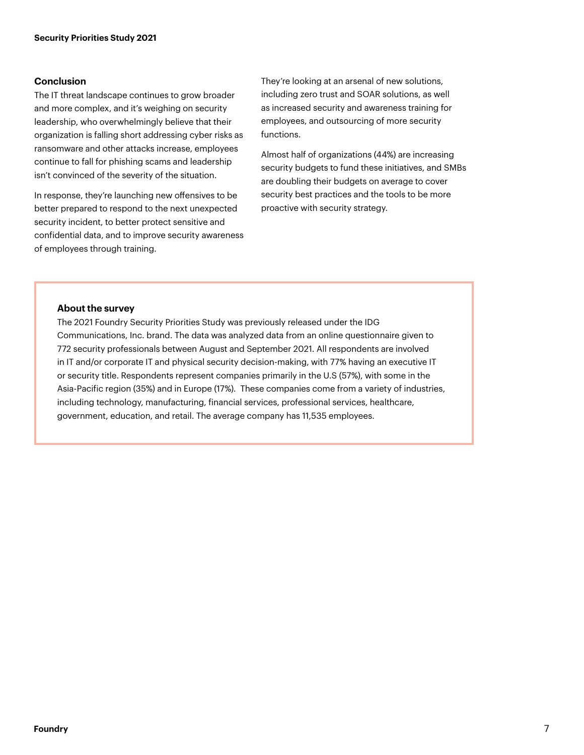## Conclusion

The IT threat landscape continues to grow broader and more complex, and it's weighing on security leadership, who overwhelmingly believe that their organization is falling short addressing cyber risks as ransomware and other attacks increase, employees continue to fall for phishing scams and leadership isn't convinced of the severity of the situation.

In response, they're launching new offensives to be better prepared to respond to the next unexpected security incident, to better protect sensitive and confidential data, and to improve security awareness of employees through training.

They're looking at an arsenal of new solutions, including zero trust and SOAR solutions, as well as increased security and awareness training for employees, and outsourcing of more security functions.

Almost half of organizations (44%) are increasing security budgets to fund these initiatives, and SMBs are doubling their budgets on average to cover security best practices and the tools to be more proactive with security strategy.

### About the survey

The 2021 Foundry Security Priorities Study was previously released under the IDG Communications, Inc. brand. The data was analyzed data from an online questionnaire given to 772 security professionals between August and September 2021. All respondents are involved in IT and/or corporate IT and physical security decision-making, with 77% having an executive IT or security title. Respondents represent companies primarily in the U.S (57%), with some in the Asia-Pacific region (35%) and in Europe (17%). These companies come from a variety of industries, including technology, manufacturing, financial services, professional services, healthcare, government, education, and retail. The average company has 11,535 employees.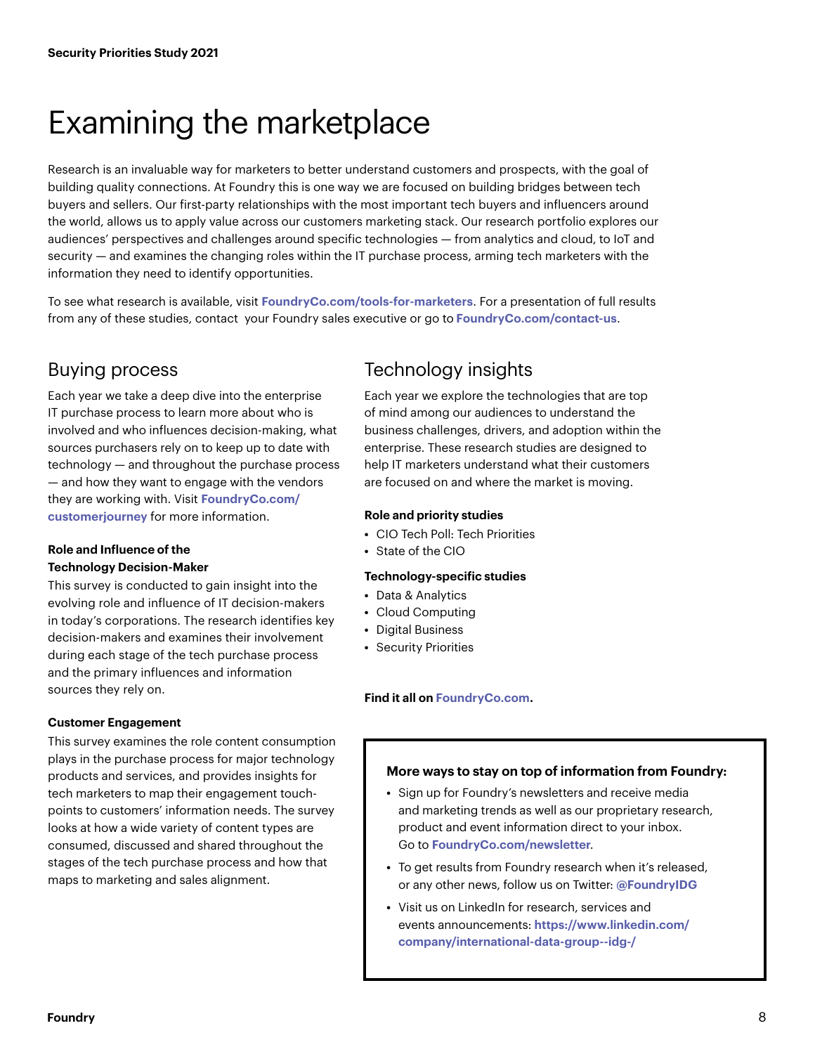# Examining the marketplace

Research is an invaluable way for marketers to better understand customers and prospects, with the goal of building quality connections. At Foundry this is one way we are focused on building bridges between tech buyers and sellers. Our first-party relationships with the most important tech buyers and influencers around the world, allows us to apply value across our customers marketing stack. Our research portfolio explores our audiences' perspectives and challenges around specific technologies — from analytics and cloud, to IoT and security — and examines the changing roles within the IT purchase process, arming tech marketers with the information they need to identify opportunities.

To see what research is available, visit **FoundryCo.com/tools-for-marketers**. For a presentation of full results from any of these studies, contact your Foundry sales executive or go to **FoundryCo.com/contact-us**.

## Buying process

Each year we take a deep dive into the enterprise IT purchase process to learn more about who is involved and who influences decision-making, what sources purchasers rely on to keep up to date with technology — and throughout the purchase process — and how they want to engage with the vendors they are working with. Visit **FoundryCo.com/customerjourney** for more information.

**Role and Influence of the Technology Decision-Maker**

This survey is conducted to gain insight into the evolving role and influence of IT decision-makers in today's corporations. The research identifies key decision-makers and examines their involvement during each stage of the tech purchase process and the primary influences and information sources they rely on.

**Customer Engagement**

This survey examines the role content consumption plays in the purchase process for major technology products and services, and provides insights for tech marketers to map their engagement touch-points to customers' information needs. The survey looks at how a wide variety of content types are consumed, discussed and shared throughout the stages of the tech purchase process and how that maps to marketing and sales alignment.

## Technology insights

Each year we explore the technologies that are top of mind among our audiences to understand the business challenges, drivers, and adoption within the enterprise. These research studies are designed to help IT marketers understand what their customers are focused on and where the market is moving.

**Role and priority studies**

- CIO Tech Poll: Tech Priorities
- State of the CIO

**Technology-specific studies**

- Data & Analytics
- Cloud Computing
- Digital Business
- Security Priorities

**Find it all on FoundryCo.com.**

**More ways to stay on top of information from Foundry:**

- Sign up for Foundry's newsletters and receive media and marketing trends as well as our proprietary research, product and event information direct to your inbox. Go to **FoundryCo.com/newsletter**.
- To get results from Foundry research when it's released, or any other news, follow us on Twitter: **@FoundryIDG**
- Visit us on LinkedIn for research, services and events announcements: **https://www.linkedin.com/company/international-data-group--idg-/**